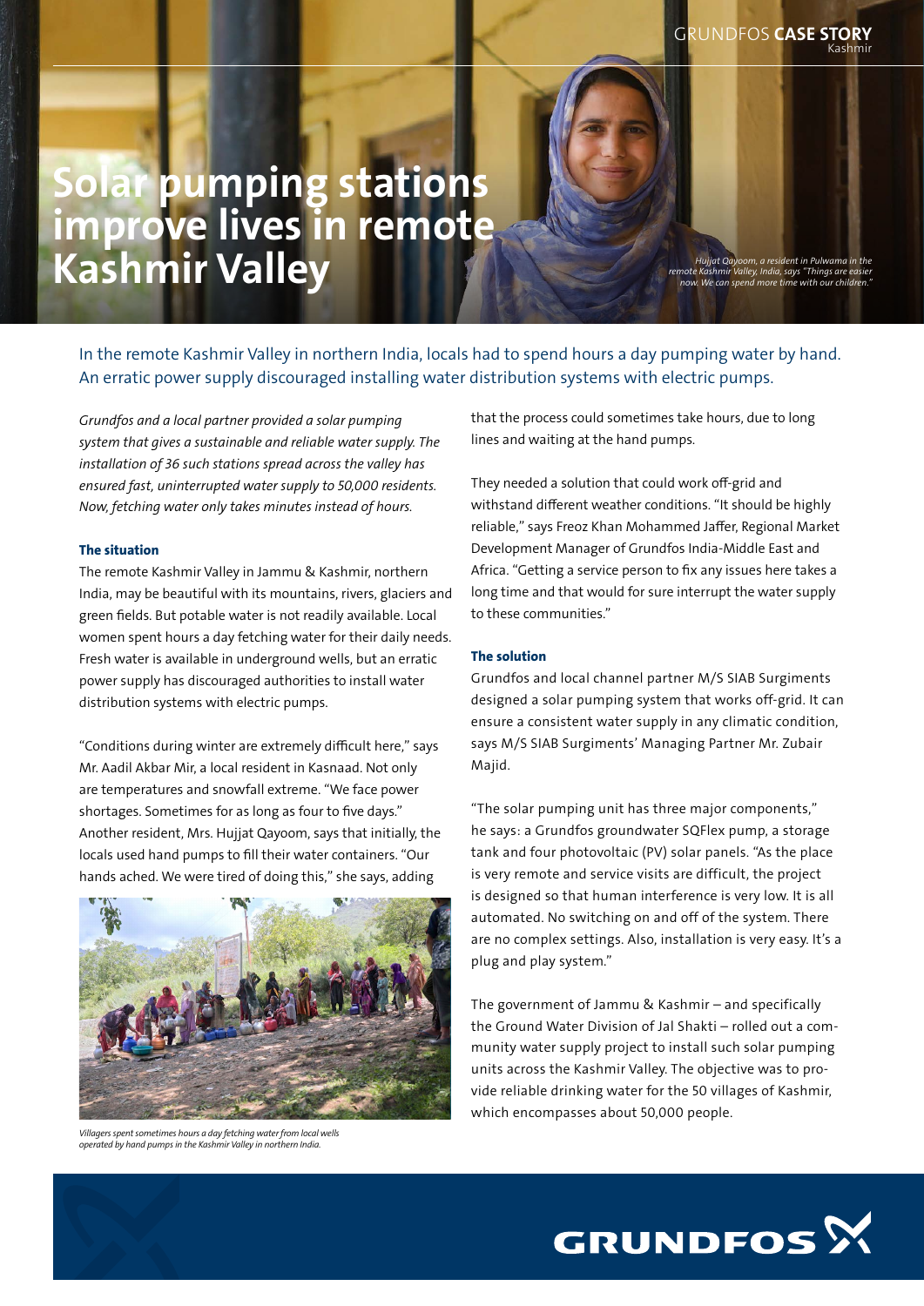# Solar pumping stations improve lives in remote Kashmir Valley

*Hujjat Qayoom, a resident in Pulwama in the remote Kashmir Valley, India, says "Things are easier now. We can spend more time with our children."*

In the remote Kashmir Valley in northern India, locals had to spend hours a day pumping water by hand. An erratic power supply discouraged installing water distribution systems with electric pumps.

*Grundfos and a local partner provided a solar pumping system that gives a sustainable and reliable water supply. The installation of 36 such stations spread across the valley has ensured fast, uninterrupted water supply to 50,000 residents. Now, fetching water only takes minutes instead of hours.*

### The situation

The remote Kashmir Valley in Jammu & Kashmir, northern India, may be beautiful with its mountains, rivers, glaciers and green fields. But potable water is not readily available. Local women spent hours a day fetching water for their daily needs. Fresh water is available in underground wells, but an erratic power supply has discouraged authorities to install water distribution systems with electric pumps.

"Conditions during winter are extremely difficult here," says Mr. Aadil Akbar Mir, a local resident in Kasnaad. Not only are temperatures and snowfall extreme. "We face power shortages. Sometimes for as long as four to five days." Another resident, Mrs. Hujjat Qayoom, says that initially, the locals used hand pumps to fill their water containers. "Our hands ached. We were tired of doing this," she says, adding that the process could sometimes take hours, due to long lines and waiting at the hand pumps.

*Villagers spent sometimes hours a day fetching water from local wells operated by hand pumps in the Kashmir Valley in northern India.*

They needed a solution that could work off-grid and withstand different weather conditions. "It should be highly reliable," says Freoz Khan Mohammed Jaffer, Regional Market Development Manager of Grundfos India-Middle East and Africa. "Getting a service person to fix any issues here takes a long time and that would for sure interrupt the water supply to these communities."

### The solution

Grundfos and local channel partner M/S SIAB Surgiments designed a solar pumping system that works off-grid. It can ensure a consistent water supply in any climatic condition, says M/S SIAB Surgiments' Managing Partner Mr. Zubair Majid.

"The solar pumping unit has three major components," he says: a Grundfos groundwater SQFlex pump, a storage tank and four photovoltaic (PV) solar panels. "As the place is very remote and service visits are difficult, the project is designed so that human interference is very low. It is all automated. No switching on and off of the system. There are no complex settings. Also, installation is very easy. It's a plug and play system."

The government of Jammu & Kashmir – and specifically the Ground Water Division of Jal Shakti – rolled out a community water supply project to install such solar pumping units across the Kashmir Valley. The objective was to provide reliable drinking water for the 50 villages of Kashmir, which encompasses about 50,000 people.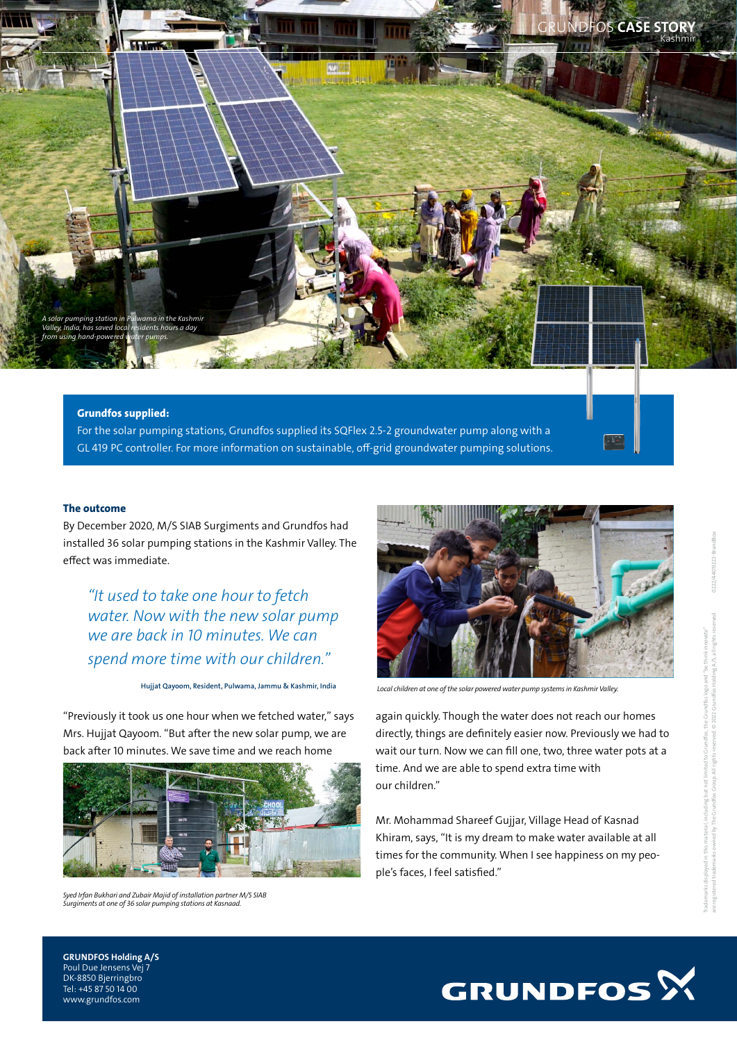A solar pumping station in Pulwama in the Kashmir Valley, India, has saved local residents hours a day from using hand-powered water pumps.

**Grundfos supplied:**
For the solar pumping stations, Grundfos supplied its SQFlex 2.5-2 groundwater pump along with a GL 419 PC controller. For more information on sustainable, off-grid groundwater pumping solutions.

### The outcome

By December 2020, M/S SIAB Surgiments and Grundfos had installed 36 solar pumping stations in the Kashmir Valley. The effect was immediate.

> *"It used to take one hour to fetch water. Now with the new solar pump we are back in 10 minutes. We can spend more time with our children."*
>
> **Hujjat Qayoom, Resident, Pulwama, Jammu & Kashmir, India**

"Previously it took us one hour when we fetched water," says Mrs. Hujjat Qayoom. "But after the new solar pump, we are back after 10 minutes. We save time and we reach home again quickly. Though the water does not reach our homes directly, things are definitely easier now. Previously we had to wait our turn. Now we can fill one, two, three water pots at a time. And we are able to spend extra time with our children."

*Syed Irfan Bukhari and Zubair Majid of installation partner M/S SIAB Surgiments at one of 36 solar pumping stations at Kasnaad.*

*Local children at one of the solar powered water pump systems in Kashmir Valley.*

Mr. Mohammad Shareef Gujjar, Village Head of Kasnad Khiram, says, "It is my dream to make water available at all times for the community. When I see happiness on my people's faces, I feel satisfied."

**GRUNDFOS Holding A/S**
Poul Due Jensens Vej 7
DK-8850 Bjerringbro
Tel: +45 87 50 14 00
www.grundfos.com